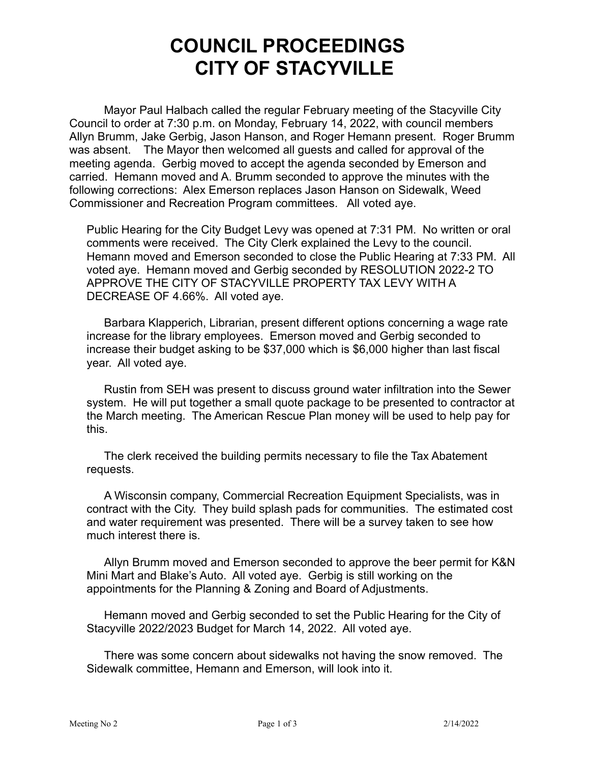# COUNCIL PROCEEDINGS
# CITY OF STACYVILLE

Mayor Paul Halbach called the regular February meeting of the Stacyville City Council to order at 7:30 p.m. on Monday, February 14, 2022, with council members Allyn Brumm, Jake Gerbig, Jason Hanson, and Roger Hemann present. Roger Brumm was absent. The Mayor then welcomed all guests and called for approval of the meeting agenda. Gerbig moved to accept the agenda seconded by Emerson and carried. Hemann moved and A. Brumm seconded to approve the minutes with the following corrections: Alex Emerson replaces Jason Hanson on Sidewalk, Weed Commissioner and Recreation Program committees. All voted aye.

Public Hearing for the City Budget Levy was opened at 7:31 PM. No written or oral comments were received. The City Clerk explained the Levy to the council. Hemann moved and Emerson seconded to close the Public Hearing at 7:33 PM. All voted aye. Hemann moved and Gerbig seconded by RESOLUTION 2022-2 TO APPROVE THE CITY OF STACYVILLE PROPERTY TAX LEVY WITH A DECREASE OF 4.66%. All voted aye.

Barbara Klapperich, Librarian, present different options concerning a wage rate increase for the library employees. Emerson moved and Gerbig seconded to increase their budget asking to be $37,000 which is $6,000 higher than last fiscal year. All voted aye.

Rustin from SEH was present to discuss ground water infiltration into the Sewer system. He will put together a small quote package to be presented to contractor at the March meeting. The American Rescue Plan money will be used to help pay for this.

The clerk received the building permits necessary to file the Tax Abatement requests.

A Wisconsin company, Commercial Recreation Equipment Specialists, was in contract with the City. They build splash pads for communities. The estimated cost and water requirement was presented. There will be a survey taken to see how much interest there is.

Allyn Brumm moved and Emerson seconded to approve the beer permit for K&N Mini Mart and Blake's Auto. All voted aye. Gerbig is still working on the appointments for the Planning & Zoning and Board of Adjustments.

Hemann moved and Gerbig seconded to set the Public Hearing for the City of Stacyville 2022/2023 Budget for March 14, 2022. All voted aye.

There was some concern about sidewalks not having the snow removed. The Sidewalk committee, Hemann and Emerson, will look into it.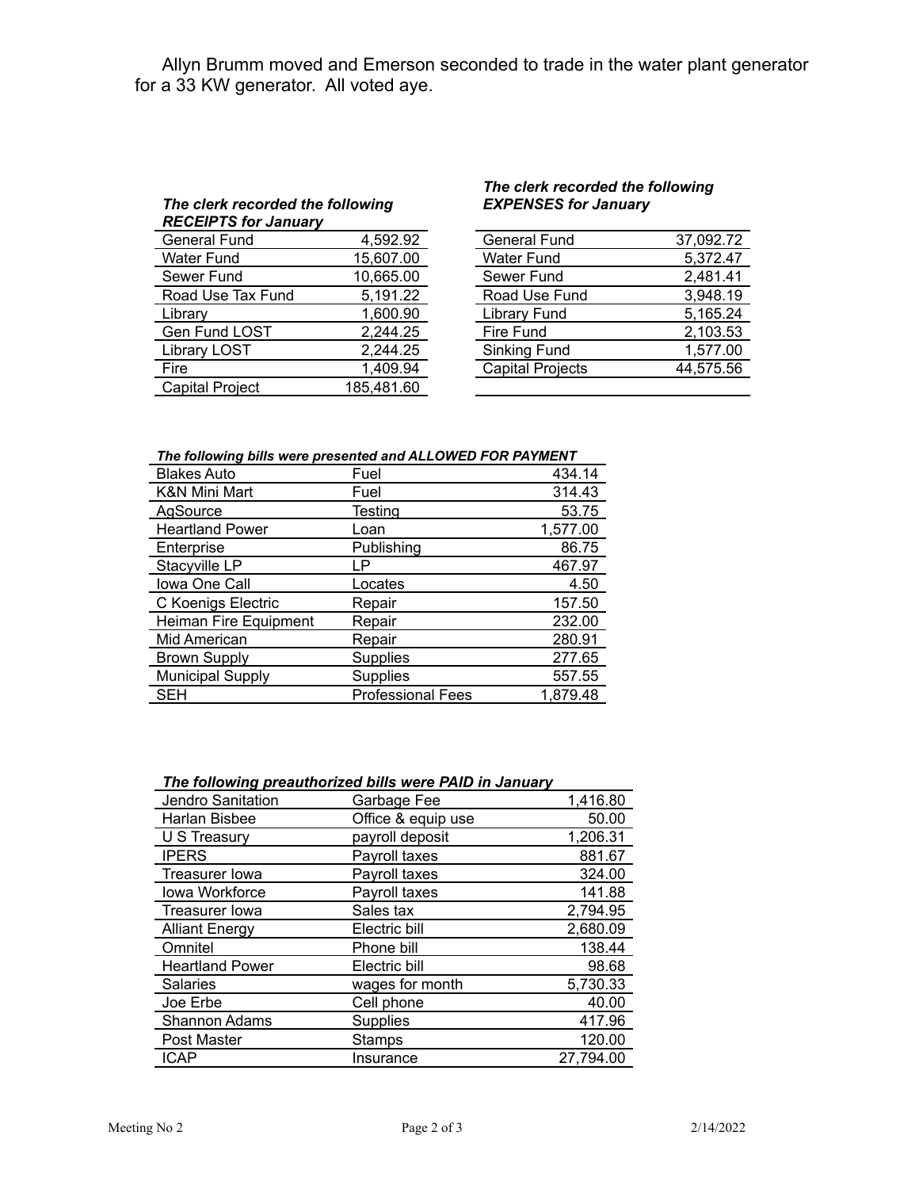Allyn Brumm moved and Emerson seconded to trade in the water plant generator for a 33 KW generator. All voted aye.

***The clerk recorded the following RECEIPTS for January***

| | |
|---|---|
| General Fund | 4,592.92 |
| Water Fund | 15,607.00 |
| Sewer Fund | 10,665.00 |
| Road Use Tax Fund | 5,191.22 |
| Library | 1,600.90 |
| Gen Fund LOST | 2,244.25 |
| Library LOST | 2,244.25 |
| Fire | 1,409.94 |
| Capital Project | 185,481.60 |

***The clerk recorded the following EXPENSES for January***

| | |
|---|---|
| General Fund | 37,092.72 |
| Water Fund | 5,372.47 |
| Sewer Fund | 2,481.41 |
| Road Use Fund | 3,948.19 |
| Library Fund | 5,165.24 |
| Fire Fund | 2,103.53 |
| Sinking Fund | 1,577.00 |
| Capital Projects | 44,575.56 |

***The following bills were presented and ALLOWED FOR PAYMENT***

| | | |
|---|---|---|
| Blakes Auto | Fuel | 434.14 |
| K&N Mini Mart | Fuel | 314.43 |
| AgSource | Testing | 53.75 |
| Heartland Power | Loan | 1,577.00 |
| Enterprise | Publishing | 86.75 |
| Stacyville LP | LP | 467.97 |
| Iowa One Call | Locates | 4.50 |
| C Koenigs Electric | Repair | 157.50 |
| Heiman Fire Equipment | Repair | 232.00 |
| Mid American | Repair | 280.91 |
| Brown Supply | Supplies | 277.65 |
| Municipal Supply | Supplies | 557.55 |
| SEH | Professional Fees | 1,879.48 |

***The following preauthorized bills were PAID in January***

| | | |
|---|---|---|
| Jendro Sanitation | Garbage Fee | 1,416.80 |
| Harlan Bisbee | Office & equip use | 50.00 |
| U S Treasury | payroll deposit | 1,206.31 |
| IPERS | Payroll taxes | 881.67 |
| Treasurer Iowa | Payroll taxes | 324.00 |
| Iowa Workforce | Payroll taxes | 141.88 |
| Treasurer Iowa | Sales tax | 2,794.95 |
| Alliant Energy | Electric bill | 2,680.09 |
| Omnitel | Phone bill | 138.44 |
| Heartland Power | Electric bill | 98.68 |
| Salaries | wages for month | 5,730.33 |
| Joe Erbe | Cell phone | 40.00 |
| Shannon Adams | Supplies | 417.96 |
| Post Master | Stamps | 120.00 |
| ICAP | Insurance | 27,794.00 |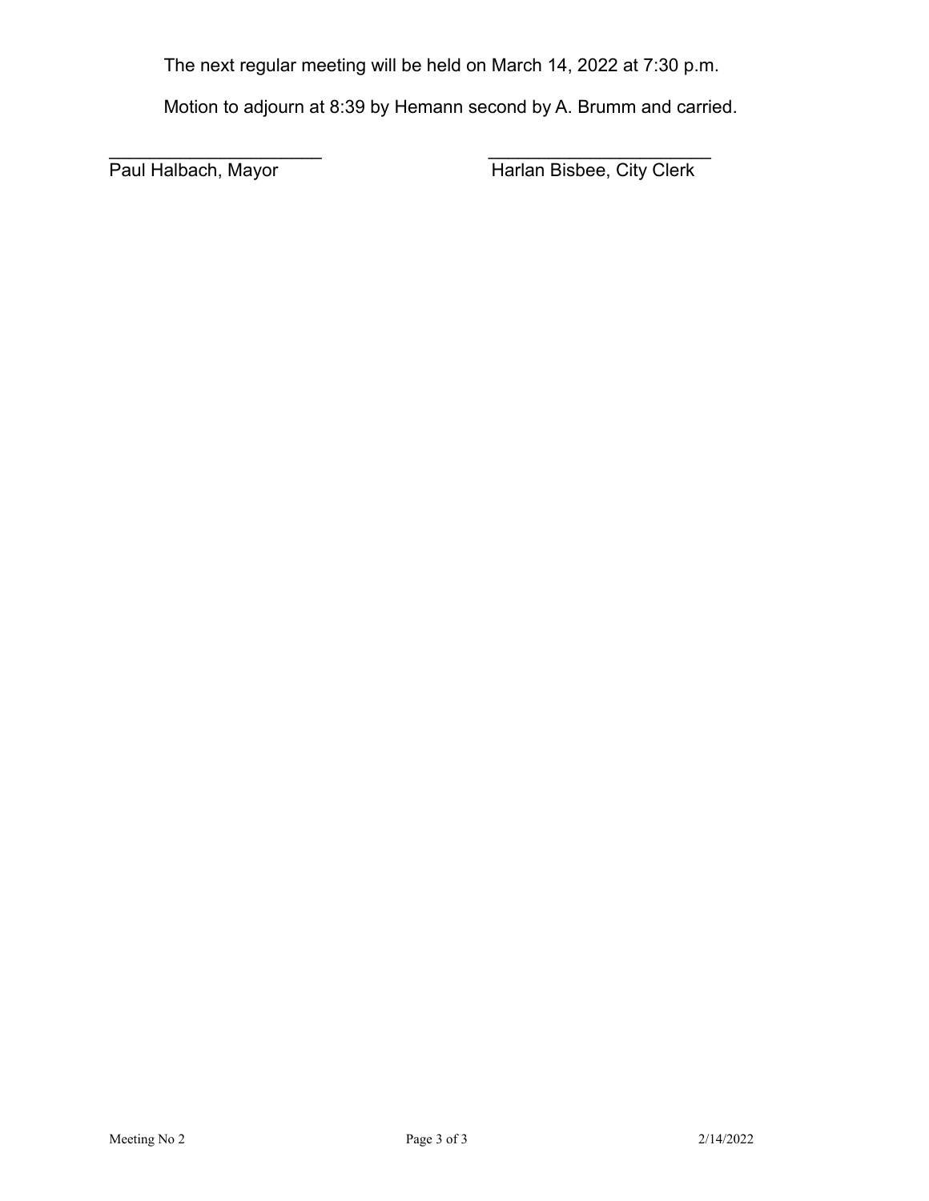The next regular meeting will be held on March 14, 2022 at 7:30 p.m.

Motion to adjourn at 8:39 by Hemann second by A. Brumm and carried.

______________________ ______________________

Paul Halbach, Mayor Harlan Bisbee, City Clerk